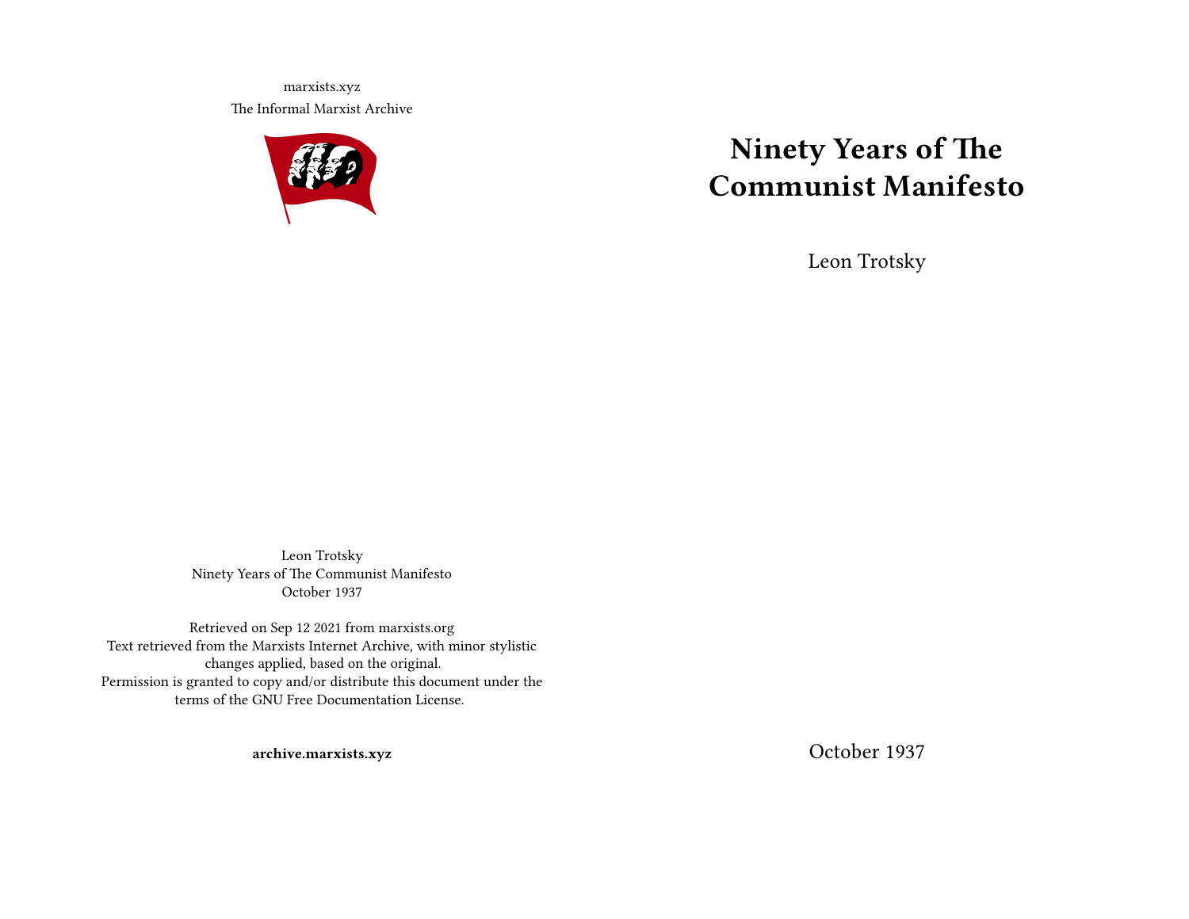# Ninety Years of The Communist Manifesto

Leon Trotsky

October 1937

marxists.xyz

The Informal Marxist Archive

Leon Trotsky
Ninety Years of The Communist Manifesto
October 1937

Retrieved on Sep 12 2021 from marxists.org
Text retrieved from the Marxists Internet Archive, with minor stylistic changes applied, based on the original.
Permission is granted to copy and/or distribute this document under the terms of the GNU Free Documentation License.

**archive.marxists.xyz**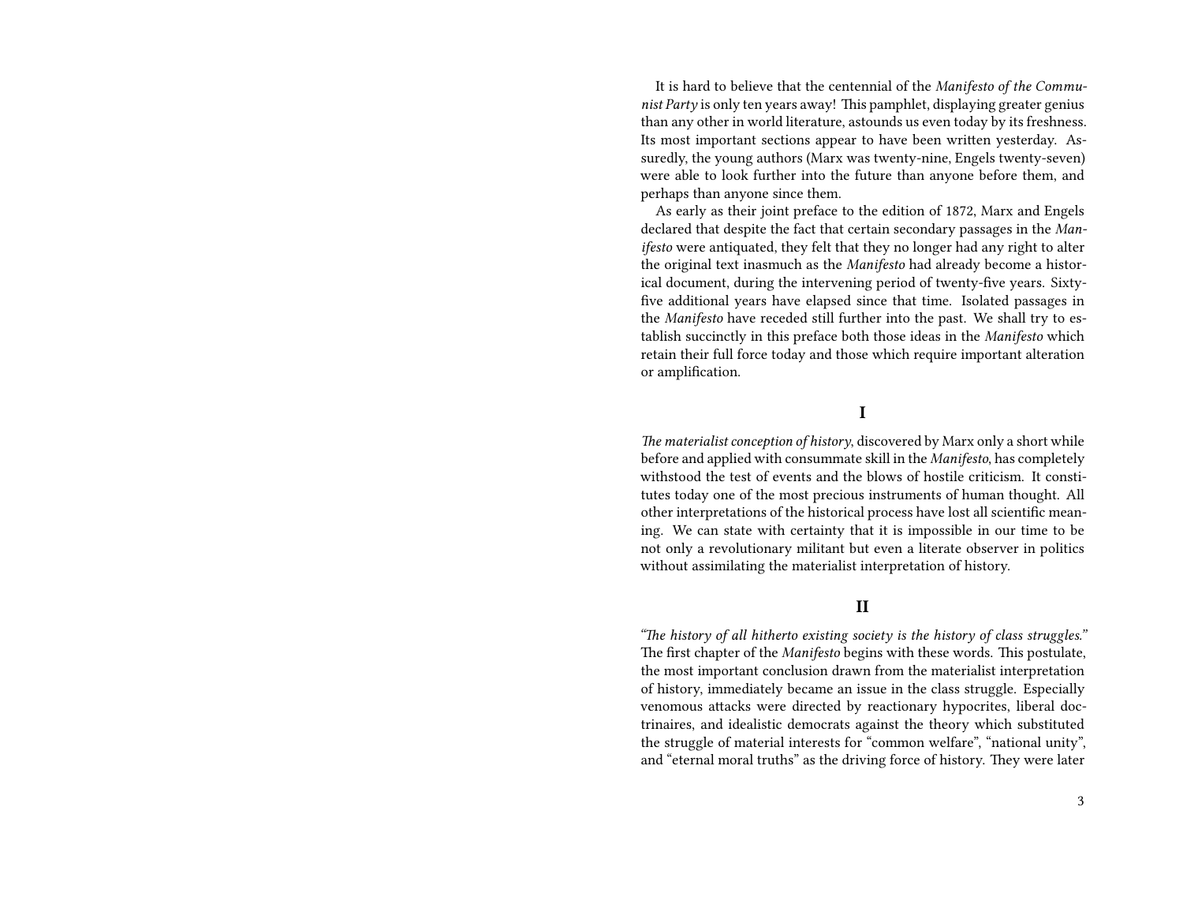It is hard to believe that the centennial of the *Manifesto of the Communist Party* is only ten years away! This pamphlet, displaying greater genius than any other in world literature, astounds us even today by its freshness. Its most important sections appear to have been written yesterday. Assuredly, the young authors (Marx was twenty-nine, Engels twenty-seven) were able to look further into the future than anyone before them, and perhaps than anyone since them.

As early as their joint preface to the edition of 1872, Marx and Engels declared that despite the fact that certain secondary passages in the *Manifesto* were antiquated, they felt that they no longer had any right to alter the original text inasmuch as the *Manifesto* had already become a historical document, during the intervening period of twenty-five years. Sixty-five additional years have elapsed since that time. Isolated passages in the *Manifesto* have receded still further into the past. We shall try to establish succinctly in this preface both those ideas in the *Manifesto* which retain their full force today and those which require important alteration or amplification.

## I

*The materialist conception of history*, discovered by Marx only a short while before and applied with consummate skill in the *Manifesto*, has completely withstood the test of events and the blows of hostile criticism. It constitutes today one of the most precious instruments of human thought. All other interpretations of the historical process have lost all scientific meaning. We can state with certainty that it is impossible in our time to be not only a revolutionary militant but even a literate observer in politics without assimilating the materialist interpretation of history.

## II

*"The history of all hitherto existing society is the history of class struggles."* The first chapter of the *Manifesto* begins with these words. This postulate, the most important conclusion drawn from the materialist interpretation of history, immediately became an issue in the class struggle. Especially venomous attacks were directed by reactionary hypocrites, liberal doctrinaires, and idealistic democrats against the theory which substituted the struggle of material interests for "common welfare", "national unity", and "eternal moral truths" as the driving force of history. They were later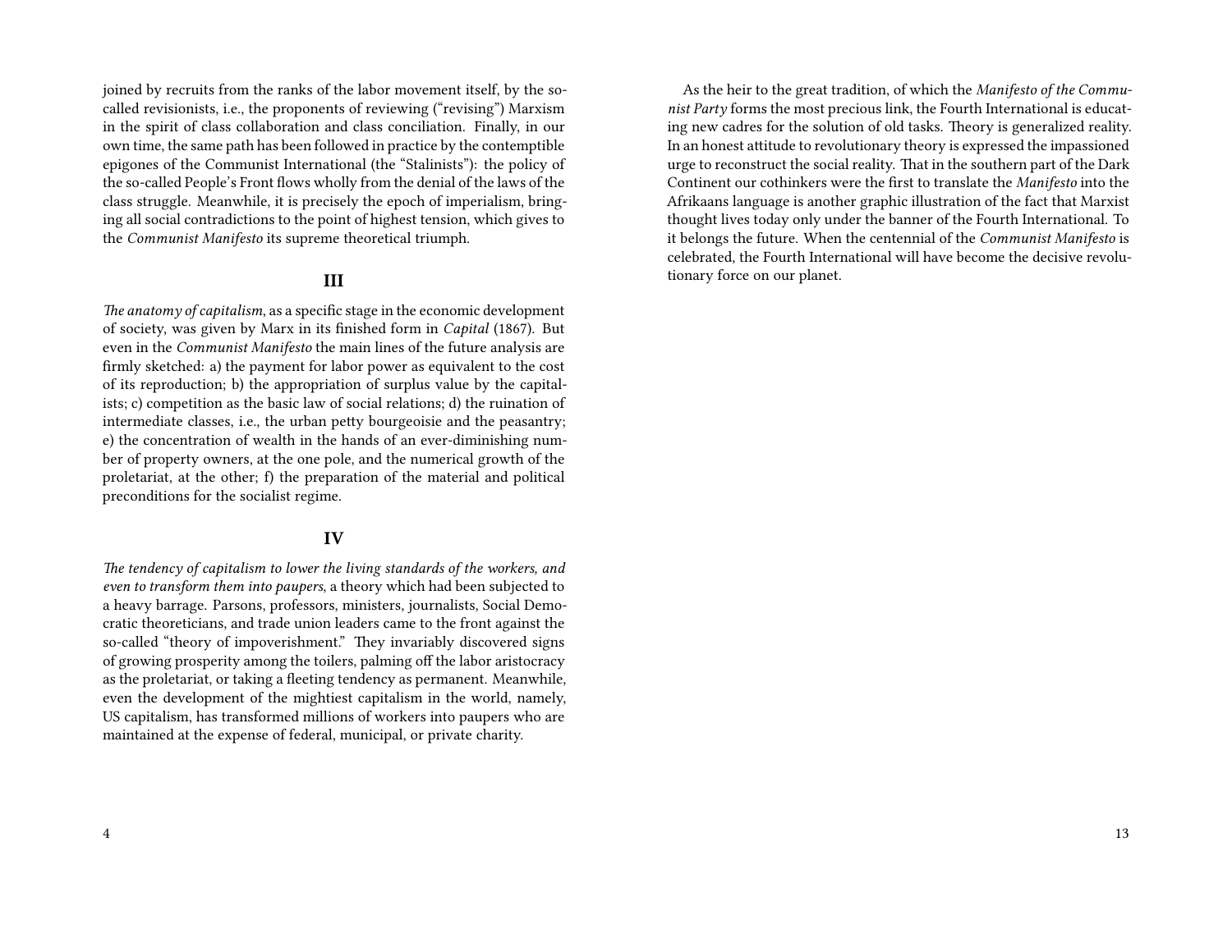joined by recruits from the ranks of the labor movement itself, by the so-called revisionists, i.e., the proponents of reviewing ("revising") Marxism in the spirit of class collaboration and class conciliation. Finally, in our own time, the same path has been followed in practice by the contemptible epigones of the Communist International (the "Stalinists"): the policy of the so-called People's Front flows wholly from the denial of the laws of the class struggle. Meanwhile, it is precisely the epoch of imperialism, bringing all social contradictions to the point of highest tension, which gives to the *Communist Manifesto* its supreme theoretical triumph.

## III

*The anatomy of capitalism*, as a specific stage in the economic development of society, was given by Marx in its finished form in *Capital* (1867). But even in the *Communist Manifesto* the main lines of the future analysis are firmly sketched: a) the payment for labor power as equivalent to the cost of its reproduction; b) the appropriation of surplus value by the capitalists; c) competition as the basic law of social relations; d) the ruination of intermediate classes, i.e., the urban petty bourgeoisie and the peasantry; e) the concentration of wealth in the hands of an ever-diminishing number of property owners, at the one pole, and the numerical growth of the proletariat, at the other; f) the preparation of the material and political preconditions for the socialist regime.

## IV

*The tendency of capitalism to lower the living standards of the workers, and even to transform them into paupers*, a theory which had been subjected to a heavy barrage. Parsons, professors, ministers, journalists, Social Democratic theoreticians, and trade union leaders came to the front against the so-called "theory of impoverishment." They invariably discovered signs of growing prosperity among the toilers, palming off the labor aristocracy as the proletariat, or taking a fleeting tendency as permanent. Meanwhile, even the development of the mightiest capitalism in the world, namely, US capitalism, has transformed millions of workers into paupers who are maintained at the expense of federal, municipal, or private charity.

As the heir to the great tradition, of which the *Manifesto of the Communist Party* forms the most precious link, the Fourth International is educating new cadres for the solution of old tasks. Theory is generalized reality. In an honest attitude to revolutionary theory is expressed the impassioned urge to reconstruct the social reality. That in the southern part of the Dark Continent our cothinkers were the first to translate the *Manifesto* into the Afrikaans language is another graphic illustration of the fact that Marxist thought lives today only under the banner of the Fourth International. To it belongs the future. When the centennial of the *Communist Manifesto* is celebrated, the Fourth International will have become the decisive revolutionary force on our planet.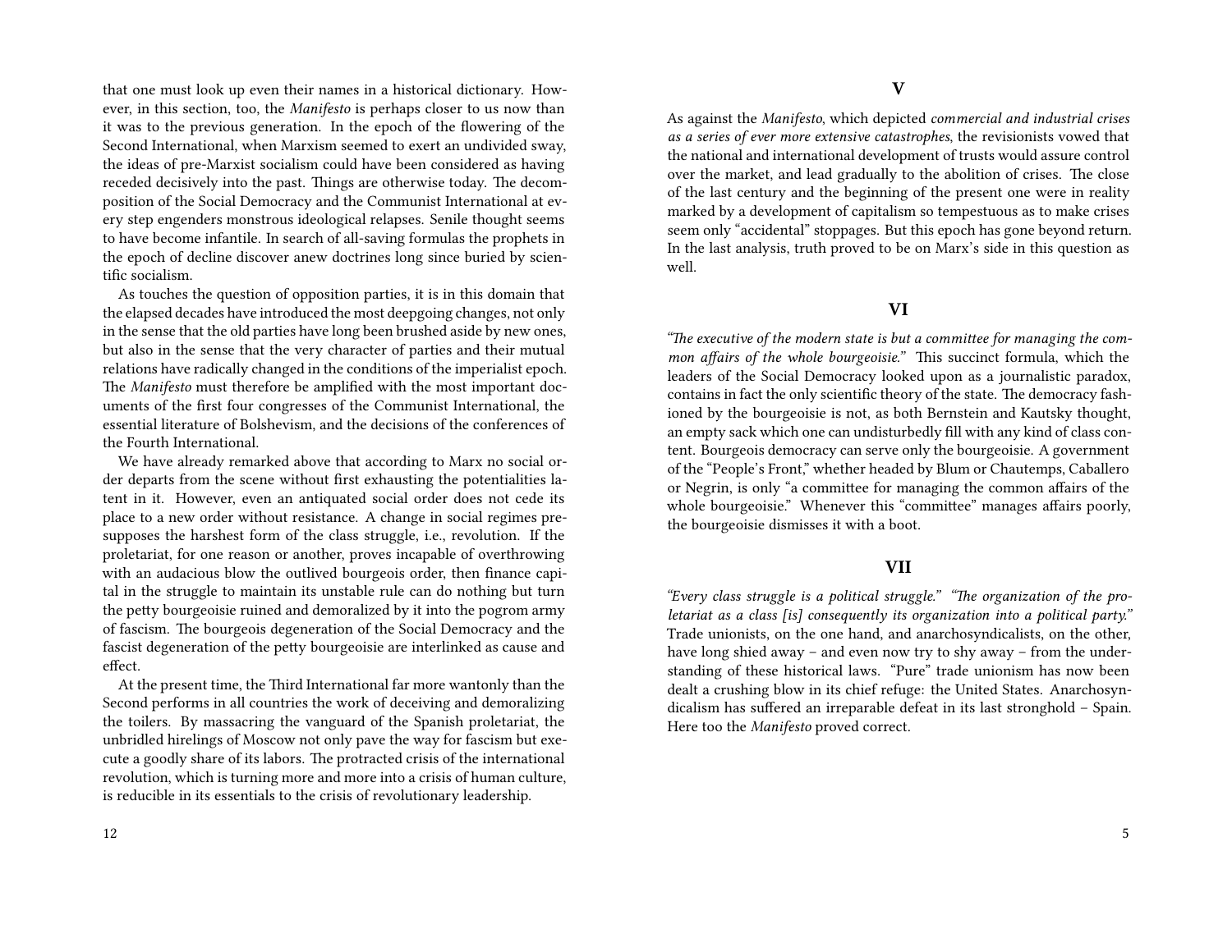that one must look up even their names in a historical dictionary. However, in this section, too, the *Manifesto* is perhaps closer to us now than it was to the previous generation. In the epoch of the flowering of the Second International, when Marxism seemed to exert an undivided sway, the ideas of pre-Marxist socialism could have been considered as having receded decisively into the past. Things are otherwise today. The decomposition of the Social Democracy and the Communist International at every step engenders monstrous ideological relapses. Senile thought seems to have become infantile. In search of all-saving formulas the prophets in the epoch of decline discover anew doctrines long since buried by scientific socialism.

As touches the question of opposition parties, it is in this domain that the elapsed decades have introduced the most deepgoing changes, not only in the sense that the old parties have long been brushed aside by new ones, but also in the sense that the very character of parties and their mutual relations have radically changed in the conditions of the imperialist epoch. The *Manifesto* must therefore be amplified with the most important documents of the first four congresses of the Communist International, the essential literature of Bolshevism, and the decisions of the conferences of the Fourth International.

We have already remarked above that according to Marx no social order departs from the scene without first exhausting the potentialities latent in it. However, even an antiquated social order does not cede its place to a new order without resistance. A change in social regimes presupposes the harshest form of the class struggle, i.e., revolution. If the proletariat, for one reason or another, proves incapable of overthrowing with an audacious blow the outlived bourgeois order, then finance capital in the struggle to maintain its unstable rule can do nothing but turn the petty bourgeoisie ruined and demoralized by it into the pogrom army of fascism. The bourgeois degeneration of the Social Democracy and the fascist degeneration of the petty bourgeoisie are interlinked as cause and effect.

At the present time, the Third International far more wantonly than the Second performs in all countries the work of deceiving and demoralizing the toilers. By massacring the vanguard of the Spanish proletariat, the unbridled hirelings of Moscow not only pave the way for fascism but execute a goodly share of its labors. The protracted crisis of the international revolution, which is turning more and more into a crisis of human culture, is reducible in its essentials to the crisis of revolutionary leadership.

## V

As against the *Manifesto*, which depicted *commercial and industrial crises as a series of ever more extensive catastrophes*, the revisionists vowed that the national and international development of trusts would assure control over the market, and lead gradually to the abolition of crises. The close of the last century and the beginning of the present one were in reality marked by a development of capitalism so tempestuous as to make crises seem only "accidental" stoppages. But this epoch has gone beyond return. In the last analysis, truth proved to be on Marx's side in this question as well.

## VI

*"The executive of the modern state is but a committee for managing the common affairs of the whole bourgeoisie."* This succinct formula, which the leaders of the Social Democracy looked upon as a journalistic paradox, contains in fact the only scientific theory of the state. The democracy fashioned by the bourgeoisie is not, as both Bernstein and Kautsky thought, an empty sack which one can undisturbedly fill with any kind of class content. Bourgeois democracy can serve only the bourgeoisie. A government of the "People's Front," whether headed by Blum or Chautemps, Caballero or Negrin, is only "a committee for managing the common affairs of the whole bourgeoisie." Whenever this "committee" manages affairs poorly, the bourgeoisie dismisses it with a boot.

## VII

*"Every class struggle is a political struggle." "The organization of the proletariat as a class [is] consequently its organization into a political party."* Trade unionists, on the one hand, and anarchosyndicalists, on the other, have long shied away – and even now try to shy away – from the understanding of these historical laws. "Pure" trade unionism has now been dealt a crushing blow in its chief refuge: the United States. Anarchosyndicalism has suffered an irreparable defeat in its last stronghold – Spain. Here too the *Manifesto* proved correct.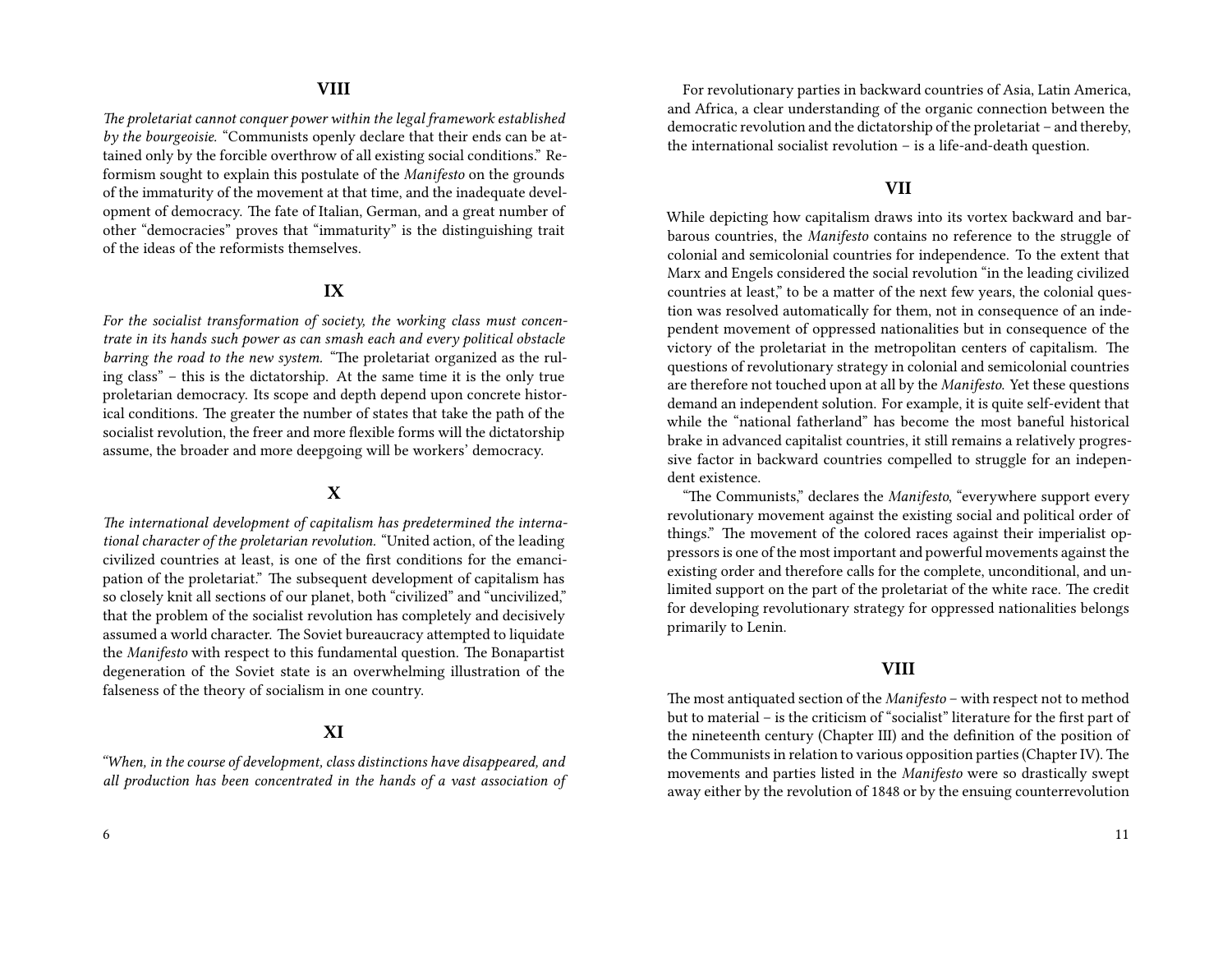### VIII

*The proletariat cannot conquer power within the legal framework established by the bourgeoisie.* "Communists openly declare that their ends can be attained only by the forcible overthrow of all existing social conditions." Reformism sought to explain this postulate of the *Manifesto* on the grounds of the immaturity of the movement at that time, and the inadequate development of democracy. The fate of Italian, German, and a great number of other "democracies" proves that "immaturity" is the distinguishing trait of the ideas of the reformists themselves.

### IX

*For the socialist transformation of society, the working class must concentrate in its hands such power as can smash each and every political obstacle barring the road to the new system.* "The proletariat organized as the ruling class" – this is the dictatorship. At the same time it is the only true proletarian democracy. Its scope and depth depend upon concrete historical conditions. The greater the number of states that take the path of the socialist revolution, the freer and more flexible forms will the dictatorship assume, the broader and more deepgoing will be workers' democracy.

### X

*The international development of capitalism has predetermined the international character of the proletarian revolution.* "United action, of the leading civilized countries at least, is one of the first conditions for the emancipation of the proletariat." The subsequent development of capitalism has so closely knit all sections of our planet, both "civilized" and "uncivilized," that the problem of the socialist revolution has completely and decisively assumed a world character. The Soviet bureaucracy attempted to liquidate the *Manifesto* with respect to this fundamental question. The Bonapartist degeneration of the Soviet state is an overwhelming illustration of the falseness of the theory of socialism in one country.

### XI

*"When, in the course of development, class distinctions have disappeared, and all production has been concentrated in the hands of a vast association of*

For revolutionary parties in backward countries of Asia, Latin America, and Africa, a clear understanding of the organic connection between the democratic revolution and the dictatorship of the proletariat – and thereby, the international socialist revolution – is a life-and-death question.

### VII

While depicting how capitalism draws into its vortex backward and barbarous countries, the *Manifesto* contains no reference to the struggle of colonial and semicolonial countries for independence. To the extent that Marx and Engels considered the social revolution "in the leading civilized countries at least," to be a matter of the next few years, the colonial question was resolved automatically for them, not in consequence of an independent movement of oppressed nationalities but in consequence of the victory of the proletariat in the metropolitan centers of capitalism. The questions of revolutionary strategy in colonial and semicolonial countries are therefore not touched upon at all by the *Manifesto.* Yet these questions demand an independent solution. For example, it is quite self-evident that while the "national fatherland" has become the most baneful historical brake in advanced capitalist countries, it still remains a relatively progressive factor in backward countries compelled to struggle for an independent existence.

"The Communists," declares the *Manifesto*, "everywhere support every revolutionary movement against the existing social and political order of things." The movement of the colored races against their imperialist oppressors is one of the most important and powerful movements against the existing order and therefore calls for the complete, unconditional, and unlimited support on the part of the proletariat of the white race. The credit for developing revolutionary strategy for oppressed nationalities belongs primarily to Lenin.

### VIII

The most antiquated section of the *Manifesto* – with respect not to method but to material – is the criticism of "socialist" literature for the first part of the nineteenth century (Chapter III) and the definition of the position of the Communists in relation to various opposition parties (Chapter IV). The movements and parties listed in the *Manifesto* were so drastically swept away either by the revolution of 1848 or by the ensuing counterrevolution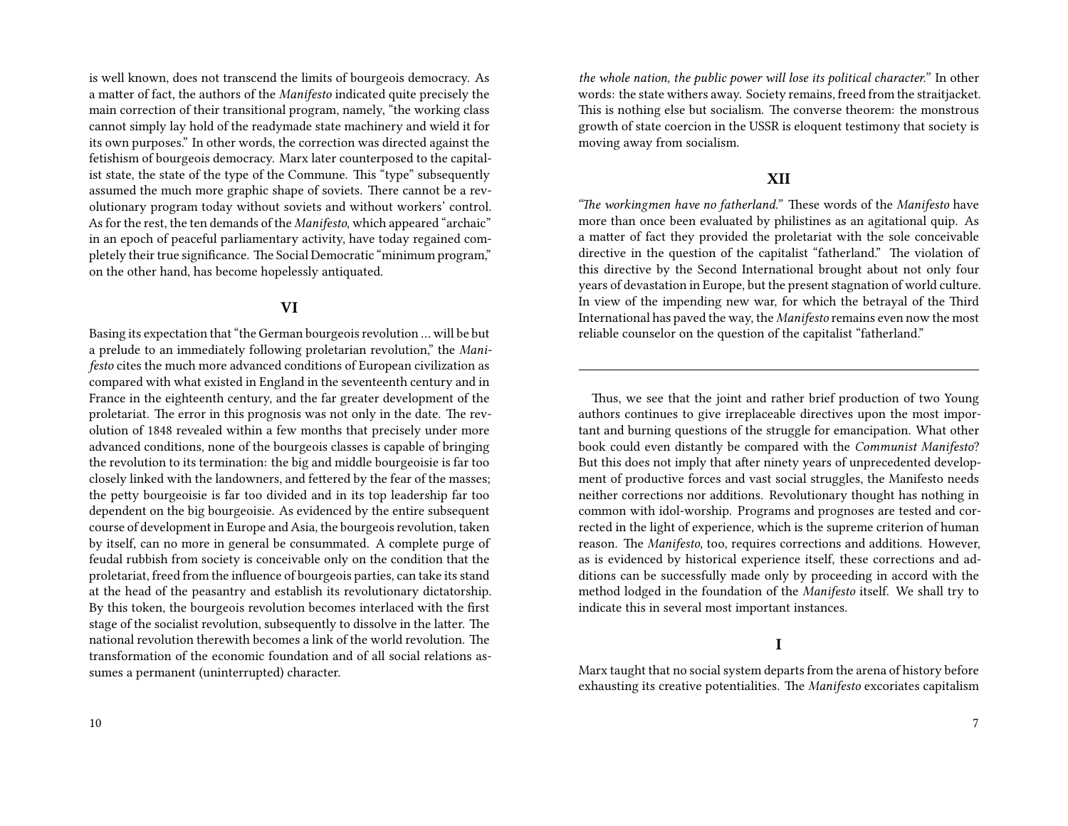is well known, does not transcend the limits of bourgeois democracy. As a matter of fact, the authors of the *Manifesto* indicated quite precisely the main correction of their transitional program, namely, "the working class cannot simply lay hold of the readymade state machinery and wield it for its own purposes." In other words, the correction was directed against the fetishism of bourgeois democracy. Marx later counterposed to the capitalist state, the state of the type of the Commune. This "type" subsequently assumed the much more graphic shape of soviets. There cannot be a revolutionary program today without soviets and without workers' control. As for the rest, the ten demands of the *Manifesto*, which appeared "archaic" in an epoch of peaceful parliamentary activity, have today regained completely their true significance. The Social Democratic "minimum program," on the other hand, has become hopelessly antiquated.

## VI

Basing its expectation that "the German bourgeois revolution … will be but a prelude to an immediately following proletarian revolution," the *Manifesto* cites the much more advanced conditions of European civilization as compared with what existed in England in the seventeenth century and in France in the eighteenth century, and the far greater development of the proletariat. The error in this prognosis was not only in the date. The revolution of 1848 revealed within a few months that precisely under more advanced conditions, none of the bourgeois classes is capable of bringing the revolution to its termination: the big and middle bourgeoisie is far too closely linked with the landowners, and fettered by the fear of the masses; the petty bourgeoisie is far too divided and in its top leadership far too dependent on the big bourgeoisie. As evidenced by the entire subsequent course of development in Europe and Asia, the bourgeois revolution, taken by itself, can no more in general be consummated. A complete purge of feudal rubbish from society is conceivable only on the condition that the proletariat, freed from the influence of bourgeois parties, can take its stand at the head of the peasantry and establish its revolutionary dictatorship. By this token, the bourgeois revolution becomes interlaced with the first stage of the socialist revolution, subsequently to dissolve in the latter. The national revolution therewith becomes a link of the world revolution. The transformation of the economic foundation and of all social relations assumes a permanent (uninterrupted) character.

*the whole nation, the public power will lose its political character."* In other words: the state withers away. Society remains, freed from the straitjacket. This is nothing else but socialism. The converse theorem: the monstrous growth of state coercion in the USSR is eloquent testimony that society is moving away from socialism.

## XII

*"The workingmen have no fatherland."* These words of the *Manifesto* have more than once been evaluated by philistines as an agitational quip. As a matter of fact they provided the proletariat with the sole conceivable directive in the question of the capitalist "fatherland." The violation of this directive by the Second International brought about not only four years of devastation in Europe, but the present stagnation of world culture. In view of the impending new war, for which the betrayal of the Third International has paved the way, the *Manifesto* remains even now the most reliable counselor on the question of the capitalist "fatherland."

---

Thus, we see that the joint and rather brief production of two Young authors continues to give irreplaceable directives upon the most important and burning questions of the struggle for emancipation. What other book could even distantly be compared with the *Communist Manifesto*? But this does not imply that after ninety years of unprecedented development of productive forces and vast social struggles, the Manifesto needs neither corrections nor additions. Revolutionary thought has nothing in common with idol-worship. Programs and prognoses are tested and corrected in the light of experience, which is the supreme criterion of human reason. The *Manifesto*, too, requires corrections and additions. However, as is evidenced by historical experience itself, these corrections and additions can be successfully made only by proceeding in accord with the method lodged in the foundation of the *Manifesto* itself. We shall try to indicate this in several most important instances.

## I

Marx taught that no social system departs from the arena of history before exhausting its creative potentialities. The *Manifesto* excoriates capitalism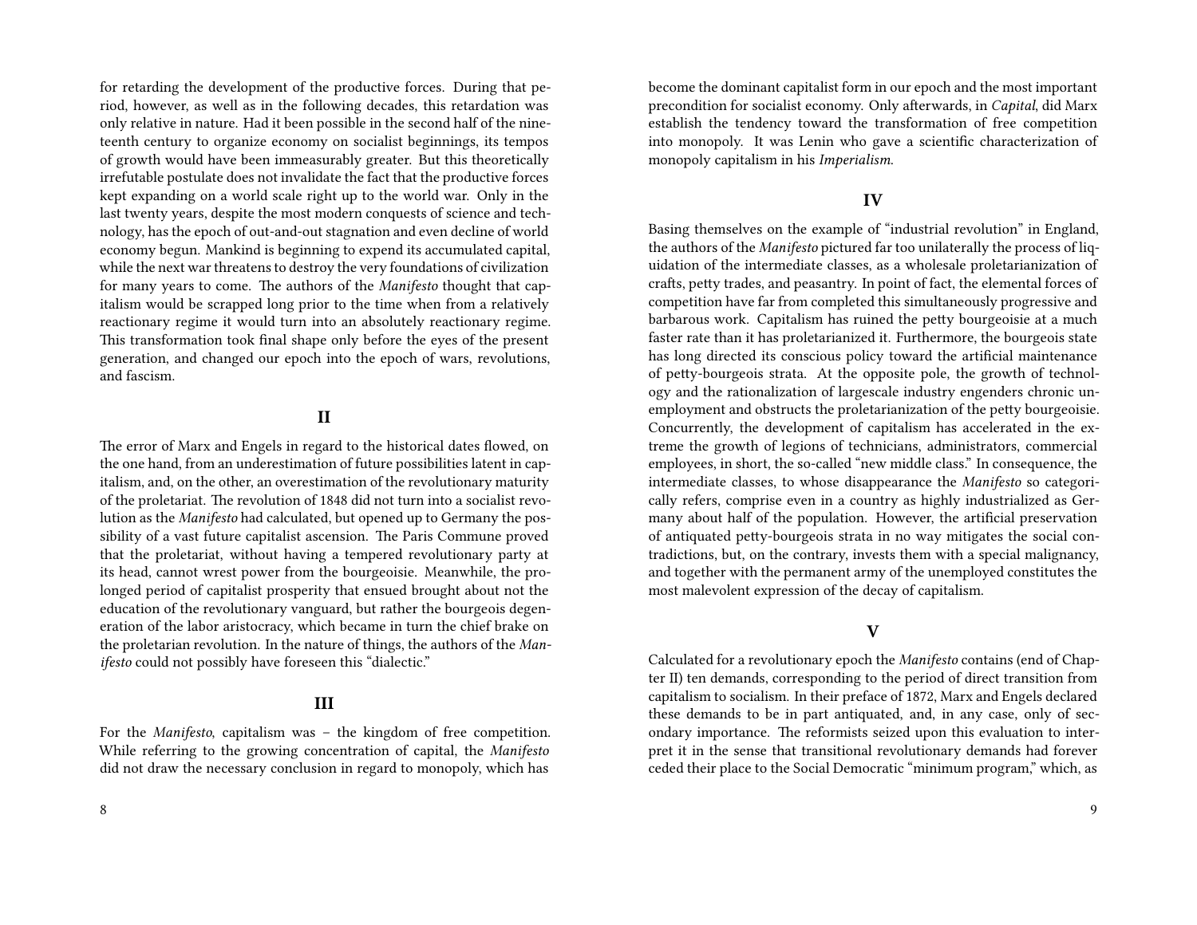for retarding the development of the productive forces. During that period, however, as well as in the following decades, this retardation was only relative in nature. Had it been possible in the second half of the nineteenth century to organize economy on socialist beginnings, its tempos of growth would have been immeasurably greater. But this theoretically irrefutable postulate does not invalidate the fact that the productive forces kept expanding on a world scale right up to the world war. Only in the last twenty years, despite the most modern conquests of science and technology, has the epoch of out-and-out stagnation and even decline of world economy begun. Mankind is beginning to expend its accumulated capital, while the next war threatens to destroy the very foundations of civilization for many years to come. The authors of the *Manifesto* thought that capitalism would be scrapped long prior to the time when from a relatively reactionary regime it would turn into an absolutely reactionary regime. This transformation took final shape only before the eyes of the present generation, and changed our epoch into the epoch of wars, revolutions, and fascism.

## II

The error of Marx and Engels in regard to the historical dates flowed, on the one hand, from an underestimation of future possibilities latent in capitalism, and, on the other, an overestimation of the revolutionary maturity of the proletariat. The revolution of 1848 did not turn into a socialist revolution as the *Manifesto* had calculated, but opened up to Germany the possibility of a vast future capitalist ascension. The Paris Commune proved that the proletariat, without having a tempered revolutionary party at its head, cannot wrest power from the bourgeoisie. Meanwhile, the prolonged period of capitalist prosperity that ensued brought about not the education of the revolutionary vanguard, but rather the bourgeois degeneration of the labor aristocracy, which became in turn the chief brake on the proletarian revolution. In the nature of things, the authors of the *Manifesto* could not possibly have foreseen this "dialectic."

## III

For the *Manifesto*, capitalism was – the kingdom of free competition. While referring to the growing concentration of capital, the *Manifesto* did not draw the necessary conclusion in regard to monopoly, which has become the dominant capitalist form in our epoch and the most important precondition for socialist economy. Only afterwards, in *Capital*, did Marx establish the tendency toward the transformation of free competition into monopoly. It was Lenin who gave a scientific characterization of monopoly capitalism in his *Imperialism*.

## IV

Basing themselves on the example of "industrial revolution" in England, the authors of the *Manifesto* pictured far too unilaterally the process of liquidation of the intermediate classes, as a wholesale proletarianization of crafts, petty trades, and peasantry. In point of fact, the elemental forces of competition have far from completed this simultaneously progressive and barbarous work. Capitalism has ruined the petty bourgeoisie at a much faster rate than it has proletarianized it. Furthermore, the bourgeois state has long directed its conscious policy toward the artificial maintenance of petty-bourgeois strata. At the opposite pole, the growth of technology and the rationalization of largescale industry engenders chronic unemployment and obstructs the proletarianization of the petty bourgeoisie. Concurrently, the development of capitalism has accelerated in the extreme the growth of legions of technicians, administrators, commercial employees, in short, the so-called "new middle class." In consequence, the intermediate classes, to whose disappearance the *Manifesto* so categorically refers, comprise even in a country as highly industrialized as Germany about half of the population. However, the artificial preservation of antiquated petty-bourgeois strata in no way mitigates the social contradictions, but, on the contrary, invests them with a special malignancy, and together with the permanent army of the unemployed constitutes the most malevolent expression of the decay of capitalism.

## V

Calculated for a revolutionary epoch the *Manifesto* contains (end of Chapter II) ten demands, corresponding to the period of direct transition from capitalism to socialism. In their preface of 1872, Marx and Engels declared these demands to be in part antiquated, and, in any case, only of secondary importance. The reformists seized upon this evaluation to interpret it in the sense that transitional revolutionary demands had forever ceded their place to the Social Democratic "minimum program," which, as